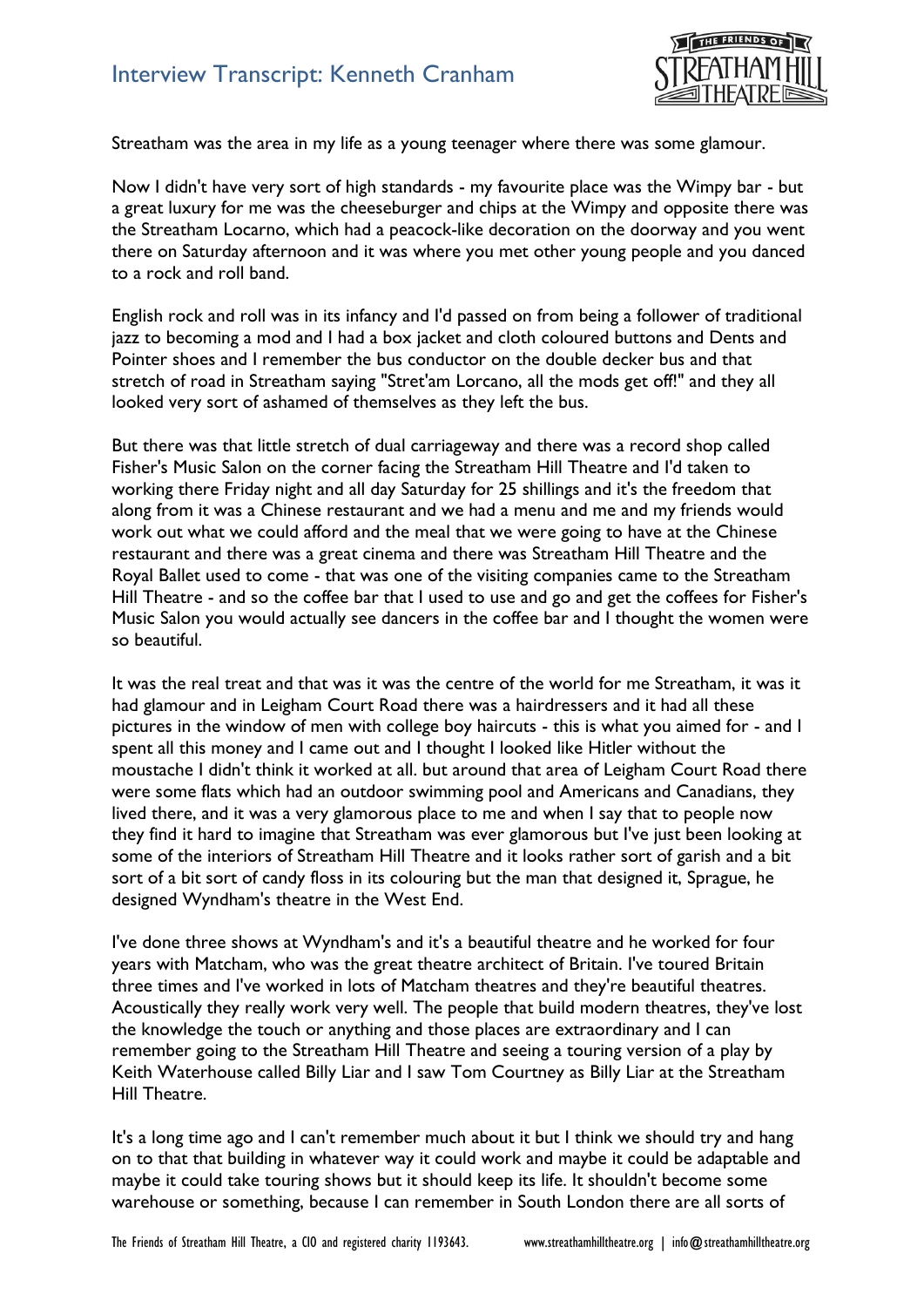# Interview Transcript: Kenneth Cranham

Streatham was the area in my life as a young teenager where there was some glamour.

Now I didn't have very sort of high standards - my favourite place was the Wimpy bar - but a great luxury for me was the cheeseburger and chips at the Wimpy and opposite there was the Streatham Locarno, which had a peacock-like decoration on the doorway and you went there on Saturday afternoon and it was where you met other young people and you danced to a rock and roll band.

English rock and roll was in its infancy and I'd passed on from being a follower of traditional jazz to becoming a mod and I had a box jacket and cloth coloured buttons and Dents and Pointer shoes and I remember the bus conductor on the double decker bus and that stretch of road in Streatham saying "Stret'am Lorcano, all the mods get off!" and they all looked very sort of ashamed of themselves as they left the bus.

But there was that little stretch of dual carriageway and there was a record shop called Fisher's Music Salon on the corner facing the Streatham Hill Theatre and I'd taken to working there Friday night and all day Saturday for 25 shillings and it's the freedom that along from it was a Chinese restaurant and we had a menu and me and my friends would work out what we could afford and the meal that we were going to have at the Chinese restaurant and there was a great cinema and there was Streatham Hill Theatre and the Royal Ballet used to come - that was one of the visiting companies came to the Streatham Hill Theatre - and so the coffee bar that I used to use and go and get the coffees for Fisher's Music Salon you would actually see dancers in the coffee bar and I thought the women were so beautiful.

It was the real treat and that was it was the centre of the world for me Streatham, it was it had glamour and in Leigham Court Road there was a hairdressers and it had all these pictures in the window of men with college boy haircuts - this is what you aimed for - and I spent all this money and I came out and I thought I looked like Hitler without the moustache I didn't think it worked at all. but around that area of Leigham Court Road there were some flats which had an outdoor swimming pool and Americans and Canadians, they lived there, and it was a very glamorous place to me and when I say that to people now they find it hard to imagine that Streatham was ever glamorous but I've just been looking at some of the interiors of Streatham Hill Theatre and it looks rather sort of garish and a bit sort of a bit sort of candy floss in its colouring but the man that designed it, Sprague, he designed Wyndham's theatre in the West End.

I've done three shows at Wyndham's and it's a beautiful theatre and he worked for four years with Matcham, who was the great theatre architect of Britain. I've toured Britain three times and I've worked in lots of Matcham theatres and they're beautiful theatres. Acoustically they really work very well. The people that build modern theatres, they've lost the knowledge the touch or anything and those places are extraordinary and I can remember going to the Streatham Hill Theatre and seeing a touring version of a play by Keith Waterhouse called Billy Liar and I saw Tom Courtney as Billy Liar at the Streatham Hill Theatre.

It's a long time ago and I can't remember much about it but I think we should try and hang on to that that building in whatever way it could work and maybe it could be adaptable and maybe it could take touring shows but it should keep its life. It shouldn't become some warehouse or something, because I can remember in South London there are all sorts of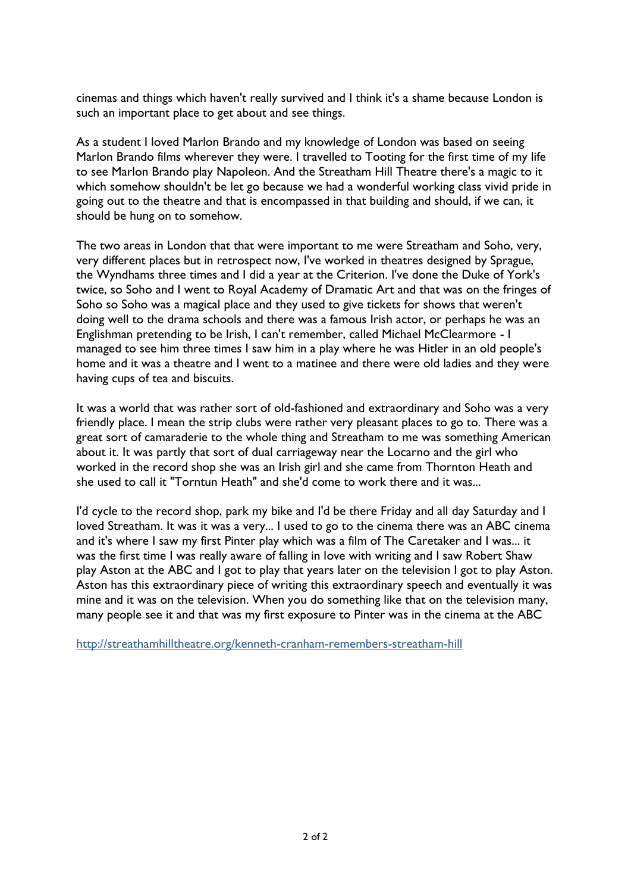cinemas and things which haven't really survived and I think it's a shame because London is such an important place to get about and see things.

As a student I loved Marlon Brando and my knowledge of London was based on seeing Marlon Brando films wherever they were. I travelled to Tooting for the first time of my life to see Marlon Brando play Napoleon. And the Streatham Hill Theatre there's a magic to it which somehow shouldn't be let go because we had a wonderful working class vivid pride in going out to the theatre and that is encompassed in that building and should, if we can, it should be hung on to somehow.

The two areas in London that that were important to me were Streatham and Soho, very, very different places but in retrospect now, I've worked in theatres designed by Sprague, the Wyndhams three times and I did a year at the Criterion. I've done the Duke of York's twice, so Soho and I went to Royal Academy of Dramatic Art and that was on the fringes of Soho so Soho was a magical place and they used to give tickets for shows that weren't doing well to the drama schools and there was a famous Irish actor, or perhaps he was an Englishman pretending to be Irish, I can't remember, called Michael McClearmore - I managed to see him three times I saw him in a play where he was Hitler in an old people's home and it was a theatre and I went to a matinee and there were old ladies and they were having cups of tea and biscuits.

It was a world that was rather sort of old-fashioned and extraordinary and Soho was a very friendly place. I mean the strip clubs were rather very pleasant places to go to. There was a great sort of camaraderie to the whole thing and Streatham to me was something American about it. It was partly that sort of dual carriageway near the Locarno and the girl who worked in the record shop she was an Irish girl and she came from Thornton Heath and she used to call it "Torntun Heath" and she'd come to work there and it was...

I'd cycle to the record shop, park my bike and I'd be there Friday and all day Saturday and I loved Streatham. It was it was a very... I used to go to the cinema there was an ABC cinema and it's where I saw my first Pinter play which was a film of The Caretaker and I was... it was the first time I was really aware of falling in love with writing and I saw Robert Shaw play Aston at the ABC and I got to play that years later on the television I got to play Aston. Aston has this extraordinary piece of writing this extraordinary speech and eventually it was mine and it was on the television. When you do something like that on the television many, many people see it and that was my first exposure to Pinter was in the cinema at the ABC

http://streathamhilltheatre.org/kenneth-cranham-remembers-streatham-hill